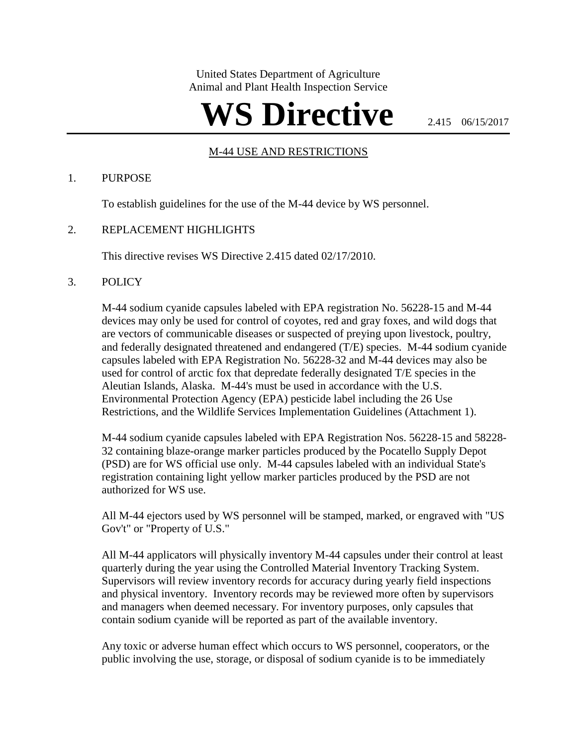United States Department of Agriculture
Animal and Plant Health Inspection Service

# WS Directive

2.415 06/15/2017

## M-44 USE AND RESTRICTIONS

1. PURPOSE

   To establish guidelines for the use of the M-44 device by WS personnel.

2. REPLACEMENT HIGHLIGHTS

   This directive revises WS Directive 2.415 dated 02/17/2010.

3. POLICY

   M-44 sodium cyanide capsules labeled with EPA registration No. 56228-15 and M-44 devices may only be used for control of coyotes, red and gray foxes, and wild dogs that are vectors of communicable diseases or suspected of preying upon livestock, poultry, and federally designated threatened and endangered (T/E) species. M-44 sodium cyanide capsules labeled with EPA Registration No. 56228-32 and M-44 devices may also be used for control of arctic fox that depredate federally designated T/E species in the Aleutian Islands, Alaska. M-44's must be used in accordance with the U.S. Environmental Protection Agency (EPA) pesticide label including the 26 Use Restrictions, and the Wildlife Services Implementation Guidelines (Attachment 1).

   M-44 sodium cyanide capsules labeled with EPA Registration Nos. 56228-15 and 58228-32 containing blaze-orange marker particles produced by the Pocatello Supply Depot (PSD) are for WS official use only. M-44 capsules labeled with an individual State's registration containing light yellow marker particles produced by the PSD are not authorized for WS use.

   All M-44 ejectors used by WS personnel will be stamped, marked, or engraved with "US Gov't" or "Property of U.S."

   All M-44 applicators will physically inventory M-44 capsules under their control at least quarterly during the year using the Controlled Material Inventory Tracking System. Supervisors will review inventory records for accuracy during yearly field inspections and physical inventory. Inventory records may be reviewed more often by supervisors and managers when deemed necessary. For inventory purposes, only capsules that contain sodium cyanide will be reported as part of the available inventory.

   Any toxic or adverse human effect which occurs to WS personnel, cooperators, or the public involving the use, storage, or disposal of sodium cyanide is to be immediately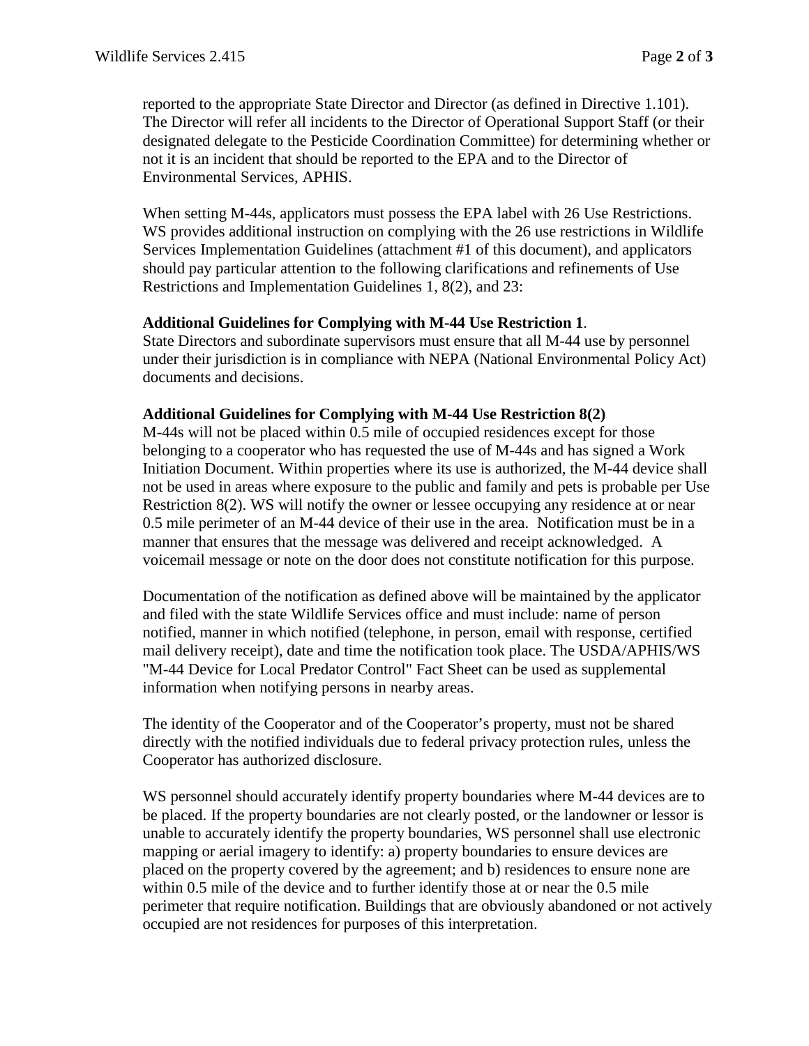reported to the appropriate State Director and Director (as defined in Directive 1.101). The Director will refer all incidents to the Director of Operational Support Staff (or their designated delegate to the Pesticide Coordination Committee) for determining whether or not it is an incident that should be reported to the EPA and to the Director of Environmental Services, APHIS.

When setting M-44s, applicators must possess the EPA label with 26 Use Restrictions. WS provides additional instruction on complying with the 26 use restrictions in Wildlife Services Implementation Guidelines (attachment #1 of this document), and applicators should pay particular attention to the following clarifications and refinements of Use Restrictions and Implementation Guidelines 1, 8(2), and 23:

**Additional Guidelines for Complying with M-44 Use Restriction 1**.
State Directors and subordinate supervisors must ensure that all M-44 use by personnel under their jurisdiction is in compliance with NEPA (National Environmental Policy Act) documents and decisions.

**Additional Guidelines for Complying with M-44 Use Restriction 8(2)**
M-44s will not be placed within 0.5 mile of occupied residences except for those belonging to a cooperator who has requested the use of M-44s and has signed a Work Initiation Document. Within properties where its use is authorized, the M-44 device shall not be used in areas where exposure to the public and family and pets is probable per Use Restriction 8(2). WS will notify the owner or lessee occupying any residence at or near 0.5 mile perimeter of an M-44 device of their use in the area. Notification must be in a manner that ensures that the message was delivered and receipt acknowledged. A voicemail message or note on the door does not constitute notification for this purpose.

Documentation of the notification as defined above will be maintained by the applicator and filed with the state Wildlife Services office and must include: name of person notified, manner in which notified (telephone, in person, email with response, certified mail delivery receipt), date and time the notification took place. The USDA/APHIS/WS "M-44 Device for Local Predator Control" Fact Sheet can be used as supplemental information when notifying persons in nearby areas.

The identity of the Cooperator and of the Cooperator's property, must not be shared directly with the notified individuals due to federal privacy protection rules, unless the Cooperator has authorized disclosure.

WS personnel should accurately identify property boundaries where M-44 devices are to be placed. If the property boundaries are not clearly posted, or the landowner or lessor is unable to accurately identify the property boundaries, WS personnel shall use electronic mapping or aerial imagery to identify: a) property boundaries to ensure devices are placed on the property covered by the agreement; and b) residences to ensure none are within 0.5 mile of the device and to further identify those at or near the 0.5 mile perimeter that require notification. Buildings that are obviously abandoned or not actively occupied are not residences for purposes of this interpretation.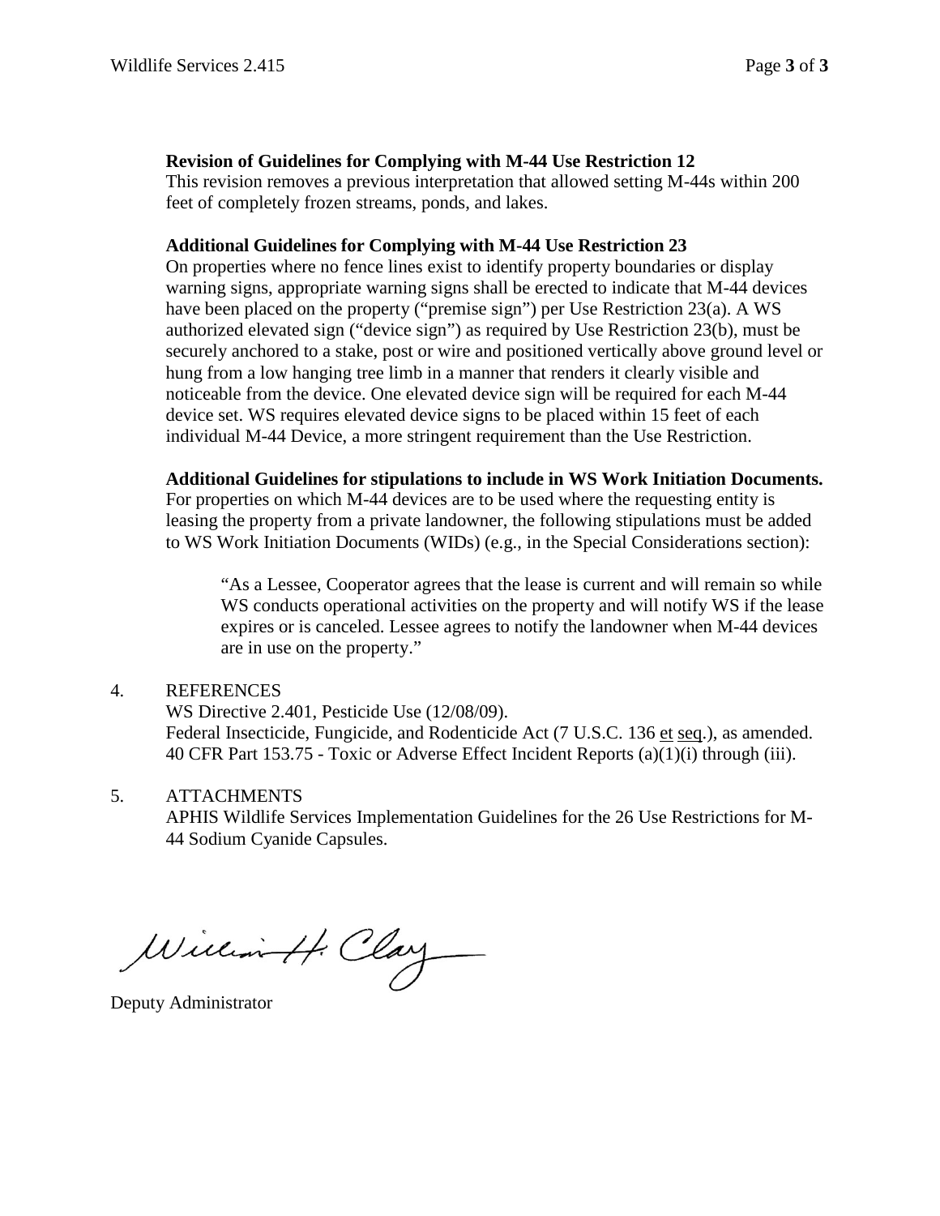**Revision of Guidelines for Complying with M-44 Use Restriction 12**
This revision removes a previous interpretation that allowed setting M-44s within 200 feet of completely frozen streams, ponds, and lakes.

**Additional Guidelines for Complying with M-44 Use Restriction 23**
On properties where no fence lines exist to identify property boundaries or display warning signs, appropriate warning signs shall be erected to indicate that M-44 devices have been placed on the property ("premise sign") per Use Restriction 23(a). A WS authorized elevated sign ("device sign") as required by Use Restriction 23(b), must be securely anchored to a stake, post or wire and positioned vertically above ground level or hung from a low hanging tree limb in a manner that renders it clearly visible and noticeable from the device. One elevated device sign will be required for each M-44 device set. WS requires elevated device signs to be placed within 15 feet of each individual M-44 Device, a more stringent requirement than the Use Restriction.

**Additional Guidelines for stipulations to include in WS Work Initiation Documents.**
For properties on which M-44 devices are to be used where the requesting entity is leasing the property from a private landowner, the following stipulations must be added to WS Work Initiation Documents (WIDs) (e.g., in the Special Considerations section):

> "As a Lessee, Cooperator agrees that the lease is current and will remain so while WS conducts operational activities on the property and will notify WS if the lease expires or is canceled. Lessee agrees to notify the landowner when M-44 devices are in use on the property."

4. REFERENCES
   WS Directive 2.401, Pesticide Use (12/08/09).
   Federal Insecticide, Fungicide, and Rodenticide Act (7 U.S.C. 136 et seq.), as amended.
   40 CFR Part 153.75 - Toxic or Adverse Effect Incident Reports (a)(1)(i) through (iii).

5. ATTACHMENTS
   APHIS Wildlife Services Implementation Guidelines for the 26 Use Restrictions for M-44 Sodium Cyanide Capsules.

William H. Clay

Deputy Administrator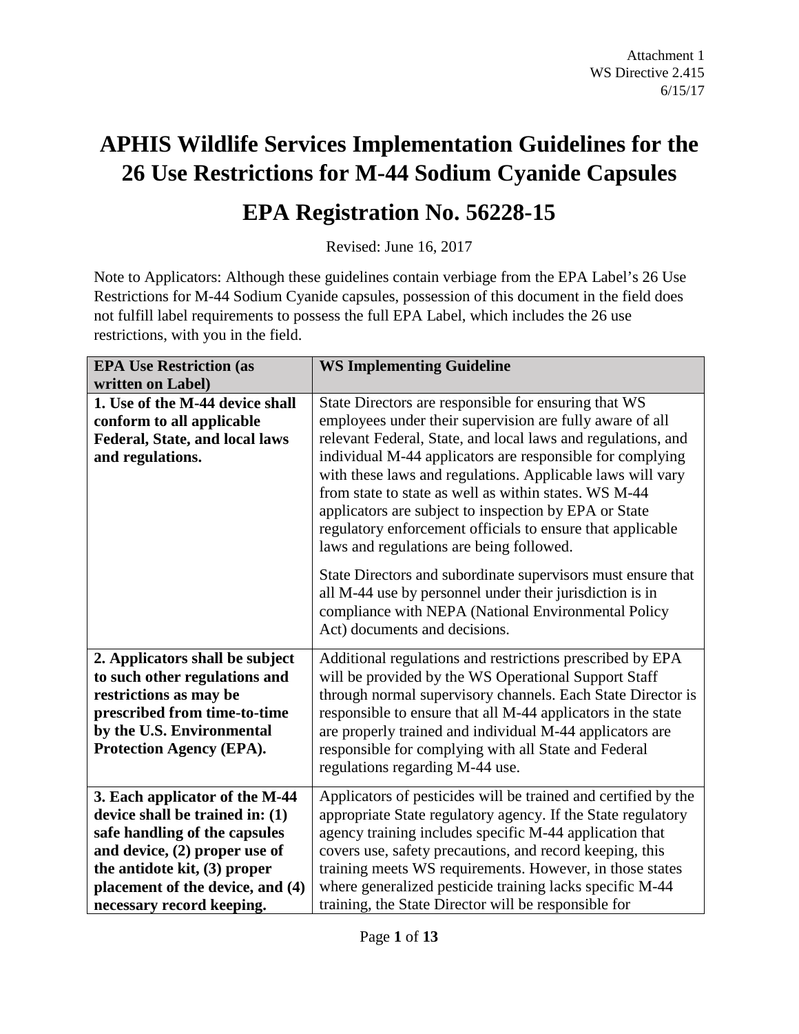Attachment 1
WS Directive 2.415
6/15/17

# APHIS Wildlife Services Implementation Guidelines for the 26 Use Restrictions for M-44 Sodium Cyanide Capsules

# EPA Registration No. 56228-15

Revised: June 16, 2017

Note to Applicators: Although these guidelines contain verbiage from the EPA Label's 26 Use Restrictions for M-44 Sodium Cyanide capsules, possession of this document in the field does not fulfill label requirements to possess the full EPA Label, which includes the 26 use restrictions, with you in the field.

| EPA Use Restriction (as written on Label) | WS Implementing Guideline |
|---|---|
| **1. Use of the M-44 device shall conform to all applicable Federal, State, and local laws and regulations.** | State Directors are responsible for ensuring that WS employees under their supervision are fully aware of all relevant Federal, State, and local laws and regulations, and individual M-44 applicators are responsible for complying with these laws and regulations. Applicable laws will vary from state to state as well as within states. WS M-44 applicators are subject to inspection by EPA or State regulatory enforcement officials to ensure that applicable laws and regulations are being followed.<br><br>State Directors and subordinate supervisors must ensure that all M-44 use by personnel under their jurisdiction is in compliance with NEPA (National Environmental Policy Act) documents and decisions. |
| **2. Applicators shall be subject to such other regulations and restrictions as may be prescribed from time-to-time by the U.S. Environmental Protection Agency (EPA).** | Additional regulations and restrictions prescribed by EPA will be provided by the WS Operational Support Staff through normal supervisory channels. Each State Director is responsible to ensure that all M-44 applicators in the state are properly trained and individual M-44 applicators are responsible for complying with all State and Federal regulations regarding M-44 use. |
| **3. Each applicator of the M-44 device shall be trained in: (1) safe handling of the capsules and device, (2) proper use of the antidote kit, (3) proper placement of the device, and (4) necessary record keeping.** | Applicators of pesticides will be trained and certified by the appropriate State regulatory agency. If the State regulatory agency training includes specific M-44 application that covers use, safety precautions, and record keeping, this training meets WS requirements. However, in those states where generalized pesticide training lacks specific M-44 training, the State Director will be responsible for |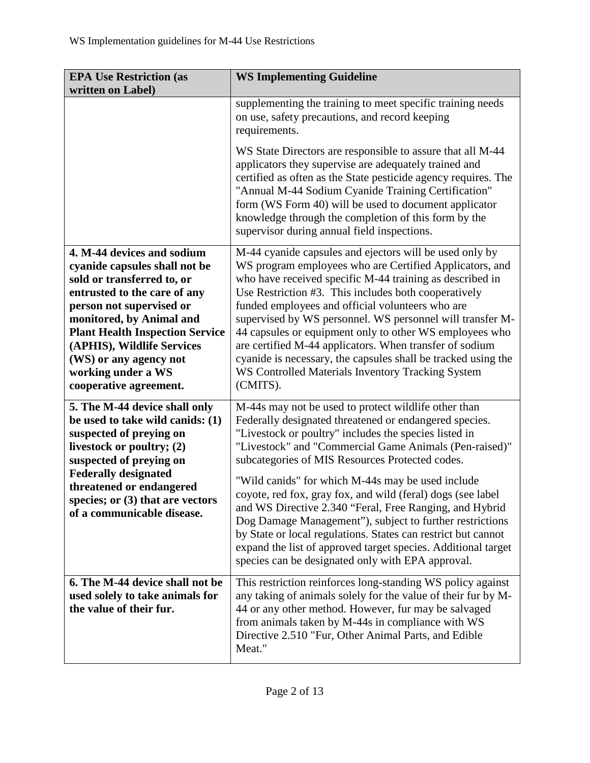| **EPA Use Restriction (as written on Label)** | **WS Implementing Guideline** |
|---|---|
| | supplementing the training to meet specific training needs on use, safety precautions, and record keeping requirements.<br><br>WS State Directors are responsible to assure that all M-44 applicators they supervise are adequately trained and certified as often as the State pesticide agency requires. The "Annual M-44 Sodium Cyanide Training Certification" form (WS Form 40) will be used to document applicator knowledge through the completion of this form by the supervisor during annual field inspections. |
| **4. M-44 devices and sodium cyanide capsules shall not be sold or transferred to, or entrusted to the care of any person not supervised or monitored, by Animal and Plant Health Inspection Service (APHIS), Wildlife Services (WS) or any agency not working under a WS cooperative agreement.** | M-44 cyanide capsules and ejectors will be used only by WS program employees who are Certified Applicators, and who have received specific M-44 training as described in Use Restriction #3. This includes both cooperatively funded employees and official volunteers who are supervised by WS personnel. WS personnel will transfer M-44 capsules or equipment only to other WS employees who are certified M-44 applicators. When transfer of sodium cyanide is necessary, the capsules shall be tracked using the WS Controlled Materials Inventory Tracking System (CMITS). |
| **5. The M-44 device shall only be used to take wild canids: (1) suspected of preying on livestock or poultry; (2) suspected of preying on Federally designated threatened or endangered species; or (3) that are vectors of a communicable disease.** | M-44s may not be used to protect wildlife other than Federally designated threatened or endangered species. "Livestock or poultry" includes the species listed in "Livestock" and "Commercial Game Animals (Pen-raised)" subcategories of MIS Resources Protected codes.<br><br>"Wild canids" for which M-44s may be used include coyote, red fox, gray fox, and wild (feral) dogs (see label and WS Directive 2.340 "Feral, Free Ranging, and Hybrid Dog Damage Management"), subject to further restrictions by State or local regulations. States can restrict but cannot expand the list of approved target species. Additional target species can be designated only with EPA approval. |
| **6. The M-44 device shall not be used solely to take animals for the value of their fur.** | This restriction reinforces long-standing WS policy against any taking of animals solely for the value of their fur by M-44 or any other method. However, fur may be salvaged from animals taken by M-44s in compliance with WS Directive 2.510 "Fur, Other Animal Parts, and Edible Meat." |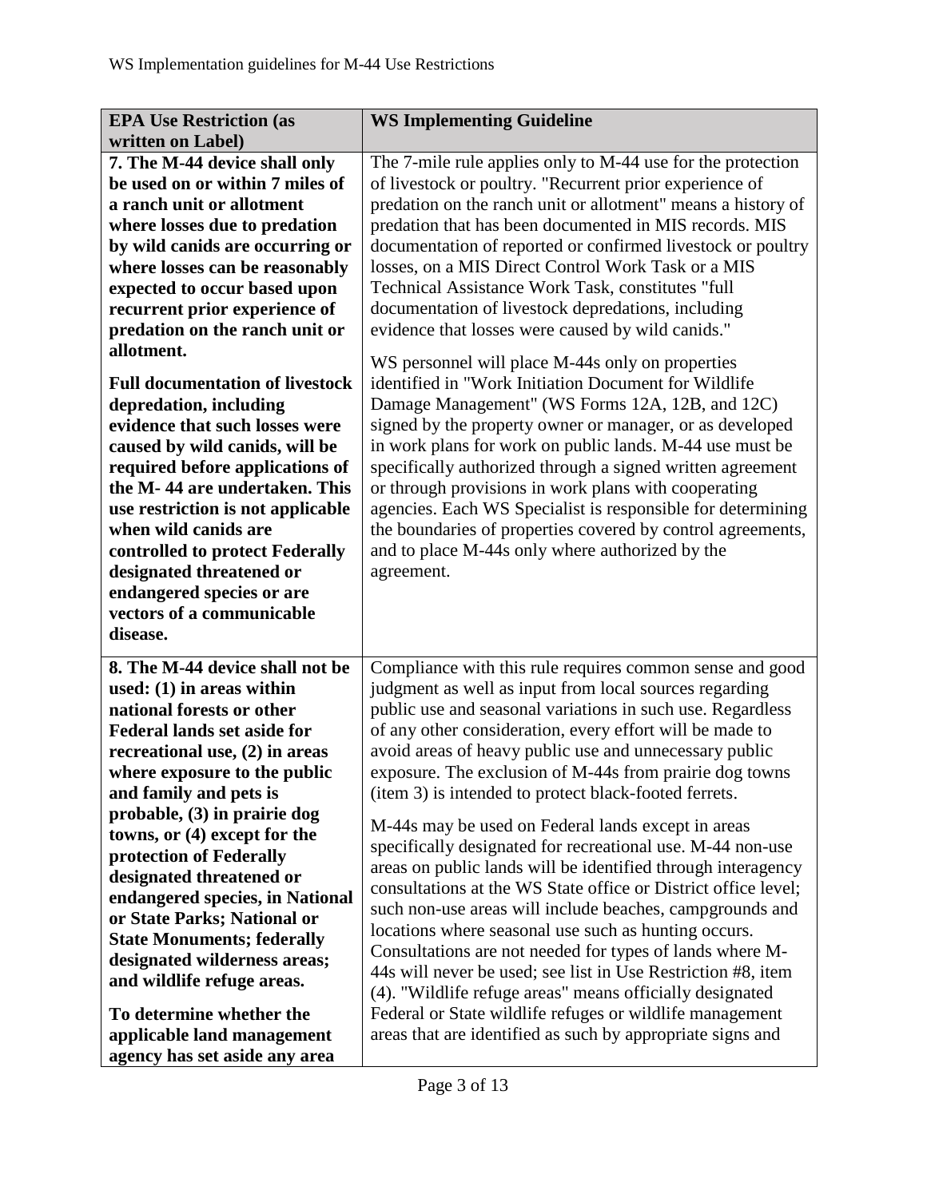| **EPA Use Restriction (as written on Label)** | **WS Implementing Guideline** |
|---|---|
| **7. The M-44 device shall only be used on or within 7 miles of a ranch unit or allotment where losses due to predation by wild canids are occurring or where losses can be reasonably expected to occur based upon recurrent prior experience of predation on the ranch unit or allotment.**<br><br>**Full documentation of livestock depredation, including evidence that such losses were caused by wild canids, will be required before applications of the M- 44 are undertaken. This use restriction is not applicable when wild canids are controlled to protect Federally designated threatened or endangered species or are vectors of a communicable disease.** | The 7-mile rule applies only to M-44 use for the protection of livestock or poultry. "Recurrent prior experience of predation on the ranch unit or allotment" means a history of predation that has been documented in MIS records. MIS documentation of reported or confirmed livestock or poultry losses, on a MIS Direct Control Work Task or a MIS Technical Assistance Work Task, constitutes "full documentation of livestock depredations, including evidence that losses were caused by wild canids."<br><br>WS personnel will place M-44s only on properties identified in "Work Initiation Document for Wildlife Damage Management" (WS Forms 12A, 12B, and 12C) signed by the property owner or manager, or as developed in work plans for work on public lands. M-44 use must be specifically authorized through a signed written agreement or through provisions in work plans with cooperating agencies. Each WS Specialist is responsible for determining the boundaries of properties covered by control agreements, and to place M-44s only where authorized by the agreement. |
| **8. The M-44 device shall not be used: (1) in areas within national forests or other Federal lands set aside for recreational use, (2) in areas where exposure to the public and family and pets is probable, (3) in prairie dog towns, or (4) except for the protection of Federally designated threatened or endangered species, in National or State Parks; National or State Monuments; federally designated wilderness areas; and wildlife refuge areas.**<br><br>**To determine whether the applicable land management agency has set aside any area** | Compliance with this rule requires common sense and good judgment as well as input from local sources regarding public use and seasonal variations in such use. Regardless of any other consideration, every effort will be made to avoid areas of heavy public use and unnecessary public exposure. The exclusion of M-44s from prairie dog towns (item 3) is intended to protect black-footed ferrets.<br><br>M-44s may be used on Federal lands except in areas specifically designated for recreational use. M-44 non-use areas on public lands will be identified through interagency consultations at the WS State office or District office level; such non-use areas will include beaches, campgrounds and locations where seasonal use such as hunting occurs. Consultations are not needed for types of lands where M-44s will never be used; see list in Use Restriction #8, item (4). "Wildlife refuge areas" means officially designated Federal or State wildlife refuges or wildlife management areas that are identified as such by appropriate signs and |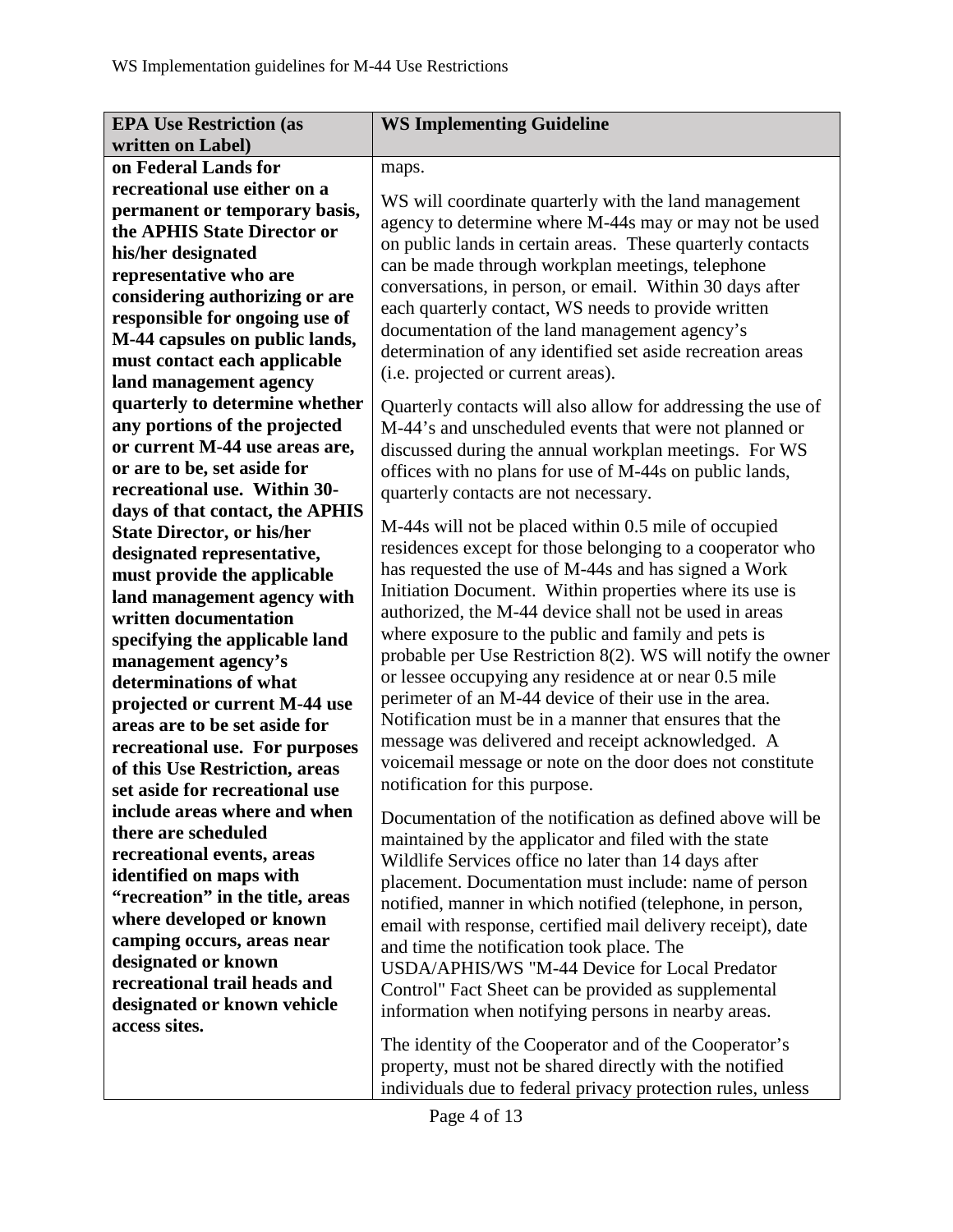| EPA Use Restriction (as written on Label) | WS Implementing Guideline |
| --- | --- |
| **on Federal Lands for recreational use either on a permanent or temporary basis, the APHIS State Director or his/her designated representative who are considering authorizing or are responsible for ongoing use of M-44 capsules on public lands, must contact each applicable land management agency quarterly to determine whether any portions of the projected or current M-44 use areas are, or are to be, set aside for recreational use. Within 30-days of that contact, the APHIS State Director, or his/her designated representative, must provide the applicable land management agency with written documentation specifying the applicable land management agency's determinations of what projected or current M-44 use areas are to be set aside for recreational use. For purposes of this Use Restriction, areas set aside for recreational use include areas where and when there are scheduled recreational events, areas identified on maps with "recreation" in the title, areas where developed or known camping occurs, areas near designated or known recreational trail heads and designated or known vehicle access sites.** | maps.<br><br>WS will coordinate quarterly with the land management agency to determine where M-44s may or may not be used on public lands in certain areas. These quarterly contacts can be made through workplan meetings, telephone conversations, in person, or email. Within 30 days after each quarterly contact, WS needs to provide written documentation of the land management agency's determination of any identified set aside recreation areas (i.e. projected or current areas).<br><br>Quarterly contacts will also allow for addressing the use of M-44's and unscheduled events that were not planned or discussed during the annual workplan meetings. For WS offices with no plans for use of M-44s on public lands, quarterly contacts are not necessary.<br><br>M-44s will not be placed within 0.5 mile of occupied residences except for those belonging to a cooperator who has requested the use of M-44s and has signed a Work Initiation Document. Within properties where its use is authorized, the M-44 device shall not be used in areas where exposure to the public and family and pets is probable per Use Restriction 8(2). WS will notify the owner or lessee occupying any residence at or near 0.5 mile perimeter of an M-44 device of their use in the area. Notification must be in a manner that ensures that the message was delivered and receipt acknowledged. A voicemail message or note on the door does not constitute notification for this purpose.<br><br>Documentation of the notification as defined above will be maintained by the applicator and filed with the state Wildlife Services office no later than 14 days after placement. Documentation must include: name of person notified, manner in which notified (telephone, in person, email with response, certified mail delivery receipt), date and time the notification took place. The USDA/APHIS/WS "M-44 Device for Local Predator Control" Fact Sheet can be provided as supplemental information when notifying persons in nearby areas.<br><br>The identity of the Cooperator and of the Cooperator's property, must not be shared directly with the notified individuals due to federal privacy protection rules, unless |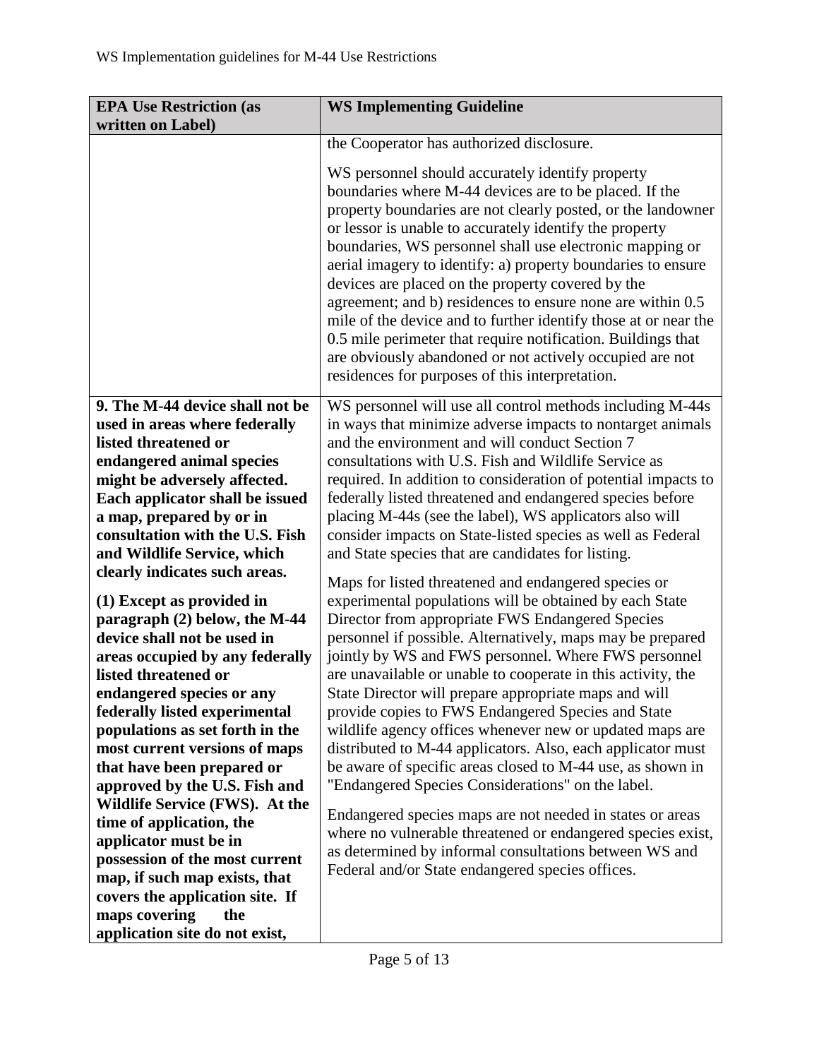| EPA Use Restriction (as written on Label) | WS Implementing Guideline |
|---|---|
| | the Cooperator has authorized disclosure.<br><br>WS personnel should accurately identify property boundaries where M-44 devices are to be placed. If the property boundaries are not clearly posted, or the landowner or lessor is unable to accurately identify the property boundaries, WS personnel shall use electronic mapping or aerial imagery to identify: a) property boundaries to ensure devices are placed on the property covered by the agreement; and b) residences to ensure none are within 0.5 mile of the device and to further identify those at or near the 0.5 mile perimeter that require notification. Buildings that are obviously abandoned or not actively occupied are not residences for purposes of this interpretation. |
| **9. The M-44 device shall not be used in areas where federally listed threatened or endangered animal species might be adversely affected. Each applicator shall be issued a map, prepared by or in consultation with the U.S. Fish and Wildlife Service, which clearly indicates such areas.**<br><br>**(1) Except as provided in paragraph (2) below, the M-44 device shall not be used in areas occupied by any federally listed threatened or endangered species or any federally listed experimental populations as set forth in the most current versions of maps that have been prepared or approved by the U.S. Fish and Wildlife Service (FWS). At the time of application, the applicator must be in possession of the most current map, if such map exists, that covers the application site. If maps covering the application site do not exist,** | WS personnel will use all control methods including M-44s in ways that minimize adverse impacts to nontarget animals and the environment and will conduct Section 7 consultations with U.S. Fish and Wildlife Service as required. In addition to consideration of potential impacts to federally listed threatened and endangered species before placing M-44s (see the label), WS applicators also will consider impacts on State-listed species as well as Federal and State species that are candidates for listing.<br><br>Maps for listed threatened and endangered species or experimental populations will be obtained by each State Director from appropriate FWS Endangered Species personnel if possible. Alternatively, maps may be prepared jointly by WS and FWS personnel. Where FWS personnel are unavailable or unable to cooperate in this activity, the State Director will prepare appropriate maps and will provide copies to FWS Endangered Species and State wildlife agency offices whenever new or updated maps are distributed to M-44 applicators. Also, each applicator must be aware of specific areas closed to M-44 use, as shown in "Endangered Species Considerations" on the label.<br><br>Endangered species maps are not needed in states or areas where no vulnerable threatened or endangered species exist, as determined by informal consultations between WS and Federal and/or State endangered species offices. |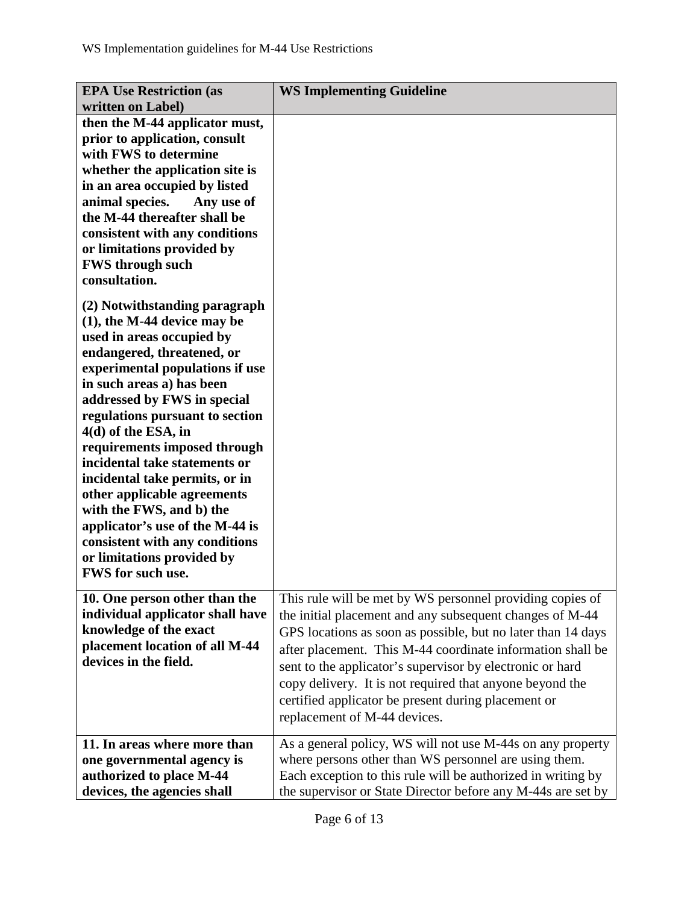| EPA Use Restriction (as written on Label) | WS Implementing Guideline |
|---|---|
| **then the M-44 applicator must, prior to application, consult with FWS to determine whether the application site is in an area occupied by listed animal species. Any use of the M-44 thereafter shall be consistent with any conditions or limitations provided by FWS through such consultation.** <br><br> **(2) Notwithstanding paragraph (1), the M-44 device may be used in areas occupied by endangered, threatened, or experimental populations if use in such areas a) has been addressed by FWS in special regulations pursuant to section 4(d) of the ESA, in requirements imposed through incidental take statements or incidental take permits, or in other applicable agreements with the FWS, and b) the applicator's use of the M-44 is consistent with any conditions or limitations provided by FWS for such use.** | |
| **10. One person other than the individual applicator shall have knowledge of the exact placement location of all M-44 devices in the field.** | This rule will be met by WS personnel providing copies of the initial placement and any subsequent changes of M-44 GPS locations as soon as possible, but no later than 14 days after placement. This M-44 coordinate information shall be sent to the applicator's supervisor by electronic or hard copy delivery. It is not required that anyone beyond the certified applicator be present during placement or replacement of M-44 devices. |
| **11. In areas where more than one governmental agency is authorized to place M-44 devices, the agencies shall** | As a general policy, WS will not use M-44s on any property where persons other than WS personnel are using them. Each exception to this rule will be authorized in writing by the supervisor or State Director before any M-44s are set by |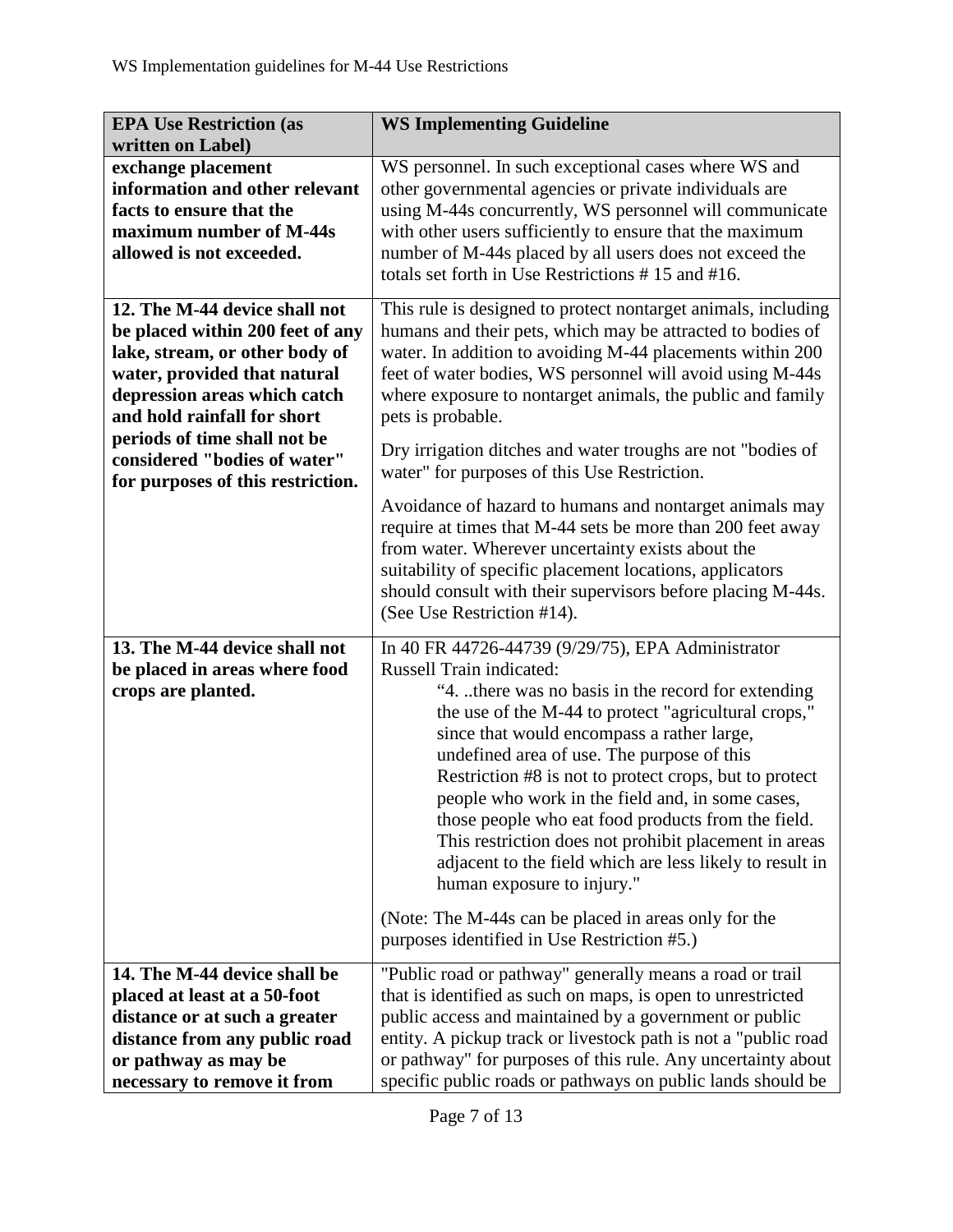| EPA Use Restriction (as written on Label) | WS Implementing Guideline |
|---|---|
| **exchange placement information and other relevant facts to ensure that the maximum number of M-44s allowed is not exceeded.** | WS personnel. In such exceptional cases where WS and other governmental agencies or private individuals are using M-44s concurrently, WS personnel will communicate with other users sufficiently to ensure that the maximum number of M-44s placed by all users does not exceed the totals set forth in Use Restrictions # 15 and #16. |
| **12. The M-44 device shall not be placed within 200 feet of any lake, stream, or other body of water, provided that natural depression areas which catch and hold rainfall for short periods of time shall not be considered "bodies of water" for purposes of this restriction.** | This rule is designed to protect nontarget animals, including humans and their pets, which may be attracted to bodies of water. In addition to avoiding M-44 placements within 200 feet of water bodies, WS personnel will avoid using M-44s where exposure to nontarget animals, the public and family pets is probable.<br><br>Dry irrigation ditches and water troughs are not "bodies of water" for purposes of this Use Restriction.<br><br>Avoidance of hazard to humans and nontarget animals may require at times that M-44 sets be more than 200 feet away from water. Wherever uncertainty exists about the suitability of specific placement locations, applicators should consult with their supervisors before placing M-44s. (See Use Restriction #14). |
| **13. The M-44 device shall not be placed in areas where food crops are planted.** | In 40 FR 44726-44739 (9/29/75), EPA Administrator Russell Train indicated:<br><br>"4. ..there was no basis in the record for extending the use of the M-44 to protect "agricultural crops," since that would encompass a rather large, undefined area of use. The purpose of this Restriction #8 is not to protect crops, but to protect people who work in the field and, in some cases, those people who eat food products from the field. This restriction does not prohibit placement in areas adjacent to the field which are less likely to result in human exposure to injury."<br><br>(Note: The M-44s can be placed in areas only for the purposes identified in Use Restriction #5.) |
| **14. The M-44 device shall be placed at least at a 50-foot distance or at such a greater distance from any public road or pathway as may be necessary to remove it from** | "Public road or pathway" generally means a road or trail that is identified as such on maps, is open to unrestricted public access and maintained by a government or public entity. A pickup track or livestock path is not a "public road or pathway" for purposes of this rule. Any uncertainty about specific public roads or pathways on public lands should be |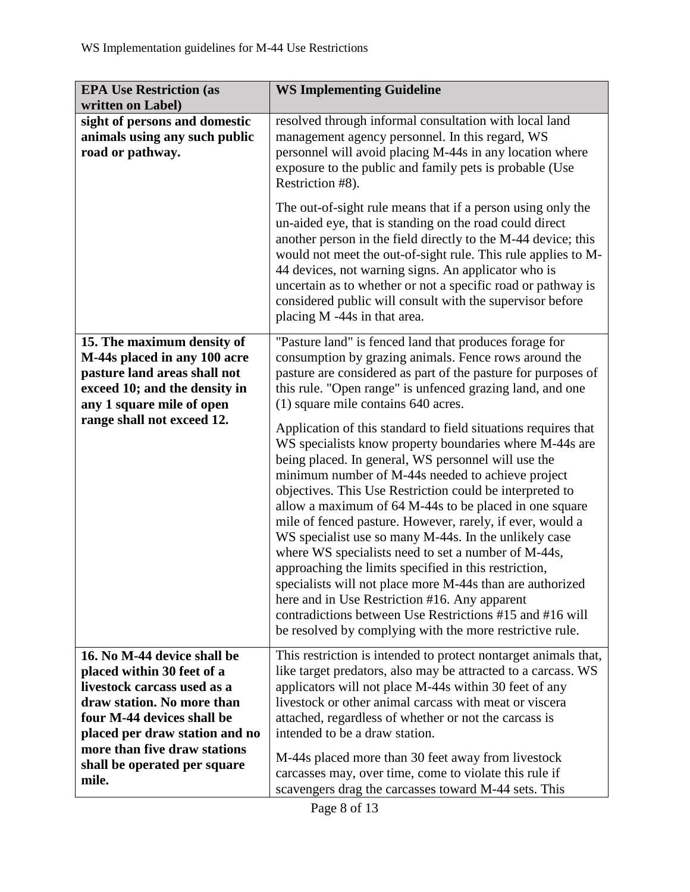| EPA Use Restriction (as written on Label) | WS Implementing Guideline |
|---|---|
| **sight of persons and domestic animals using any such public road or pathway.** | resolved through informal consultation with local land management agency personnel. In this regard, WS personnel will avoid placing M-44s in any location where exposure to the public and family pets is probable (Use Restriction #8).<br><br>The out-of-sight rule means that if a person using only the un-aided eye, that is standing on the road could direct another person in the field directly to the M-44 device; this would not meet the out-of-sight rule. This rule applies to M-44 devices, not warning signs. An applicator who is uncertain as to whether or not a specific road or pathway is considered public will consult with the supervisor before placing M -44s in that area. |
| **15. The maximum density of M-44s placed in any 100 acre pasture land areas shall not exceed 10; and the density in any 1 square mile of open range shall not exceed 12.** | "Pasture land" is fenced land that produces forage for consumption by grazing animals. Fence rows around the pasture are considered as part of the pasture for purposes of this rule. "Open range" is unfenced grazing land, and one (1) square mile contains 640 acres.<br><br>Application of this standard to field situations requires that WS specialists know property boundaries where M-44s are being placed. In general, WS personnel will use the minimum number of M-44s needed to achieve project objectives. This Use Restriction could be interpreted to allow a maximum of 64 M-44s to be placed in one square mile of fenced pasture. However, rarely, if ever, would a WS specialist use so many M-44s. In the unlikely case where WS specialists need to set a number of M-44s, approaching the limits specified in this restriction, specialists will not place more M-44s than are authorized here and in Use Restriction #16. Any apparent contradictions between Use Restrictions #15 and #16 will be resolved by complying with the more restrictive rule. |
| **16. No M-44 device shall be placed within 30 feet of a livestock carcass used as a draw station. No more than four M-44 devices shall be placed per draw station and no more than five draw stations shall be operated per square mile.** | This restriction is intended to protect nontarget animals that, like target predators, also may be attracted to a carcass. WS applicators will not place M-44s within 30 feet of any livestock or other animal carcass with meat or viscera attached, regardless of whether or not the carcass is intended to be a draw station.<br><br>M-44s placed more than 30 feet away from livestock carcasses may, over time, come to violate this rule if scavengers drag the carcasses toward M-44 sets. This |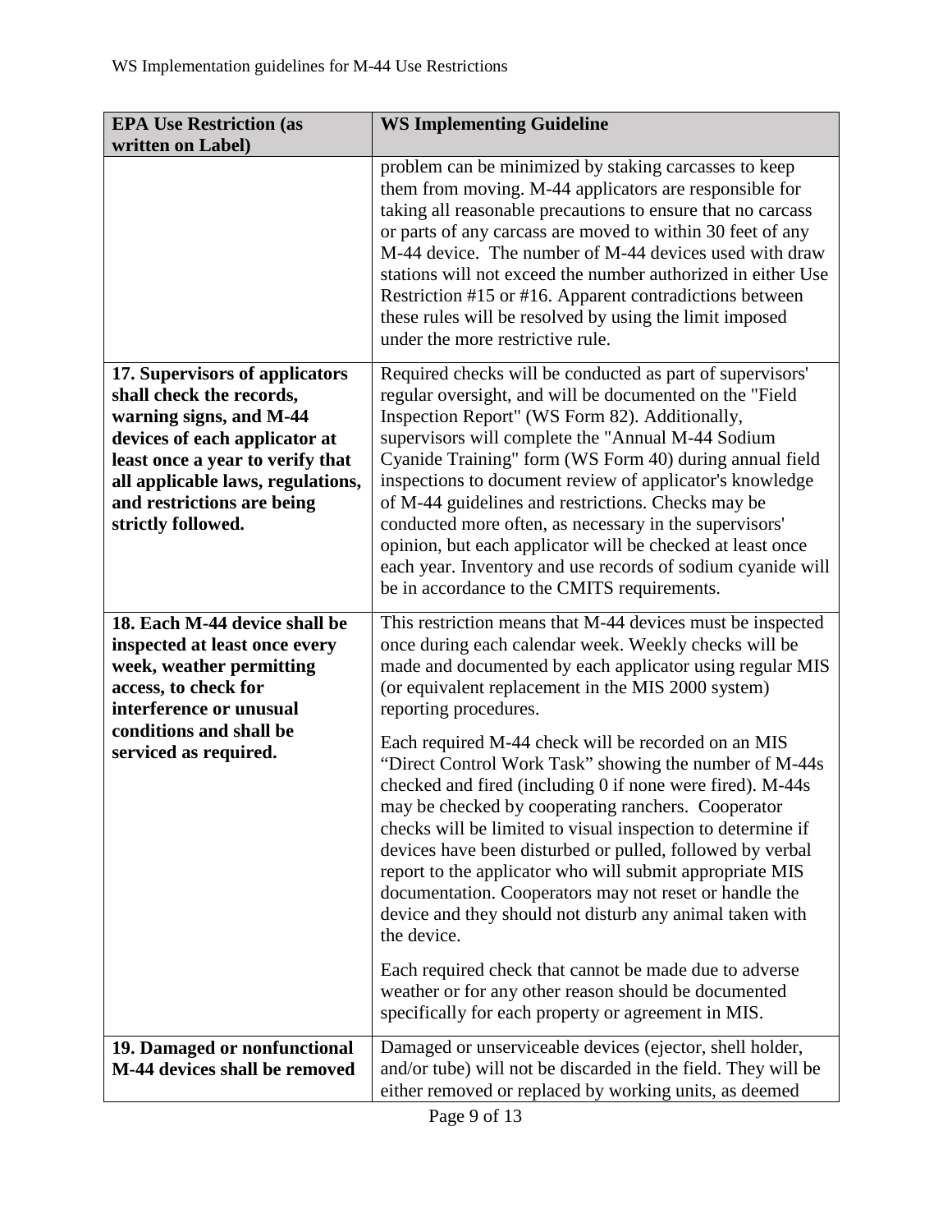| EPA Use Restriction (as written on Label) | WS Implementing Guideline |
|---|---|
| | problem can be minimized by staking carcasses to keep them from moving. M-44 applicators are responsible for taking all reasonable precautions to ensure that no carcass or parts of any carcass are moved to within 30 feet of any M-44 device. The number of M-44 devices used with draw stations will not exceed the number authorized in either Use Restriction #15 or #16. Apparent contradictions between these rules will be resolved by using the limit imposed under the more restrictive rule. |
| **17. Supervisors of applicators shall check the records, warning signs, and M-44 devices of each applicator at least once a year to verify that all applicable laws, regulations, and restrictions are being strictly followed.** | Required checks will be conducted as part of supervisors' regular oversight, and will be documented on the "Field Inspection Report" (WS Form 82). Additionally, supervisors will complete the "Annual M-44 Sodium Cyanide Training" form (WS Form 40) during annual field inspections to document review of applicator's knowledge of M-44 guidelines and restrictions. Checks may be conducted more often, as necessary in the supervisors' opinion, but each applicator will be checked at least once each year. Inventory and use records of sodium cyanide will be in accordance to the CMITS requirements. |
| **18. Each M-44 device shall be inspected at least once every week, weather permitting access, to check for interference or unusual conditions and shall be serviced as required.** | This restriction means that M-44 devices must be inspected once during each calendar week. Weekly checks will be made and documented by each applicator using regular MIS (or equivalent replacement in the MIS 2000 system) reporting procedures.<br><br>Each required M-44 check will be recorded on an MIS "Direct Control Work Task" showing the number of M-44s checked and fired (including 0 if none were fired). M-44s may be checked by cooperating ranchers. Cooperator checks will be limited to visual inspection to determine if devices have been disturbed or pulled, followed by verbal report to the applicator who will submit appropriate MIS documentation. Cooperators may not reset or handle the device and they should not disturb any animal taken with the device.<br><br>Each required check that cannot be made due to adverse weather or for any other reason should be documented specifically for each property or agreement in MIS. |
| **19. Damaged or nonfunctional M-44 devices shall be removed** | Damaged or unserviceable devices (ejector, shell holder, and/or tube) will not be discarded in the field. They will be either removed or replaced by working units, as deemed |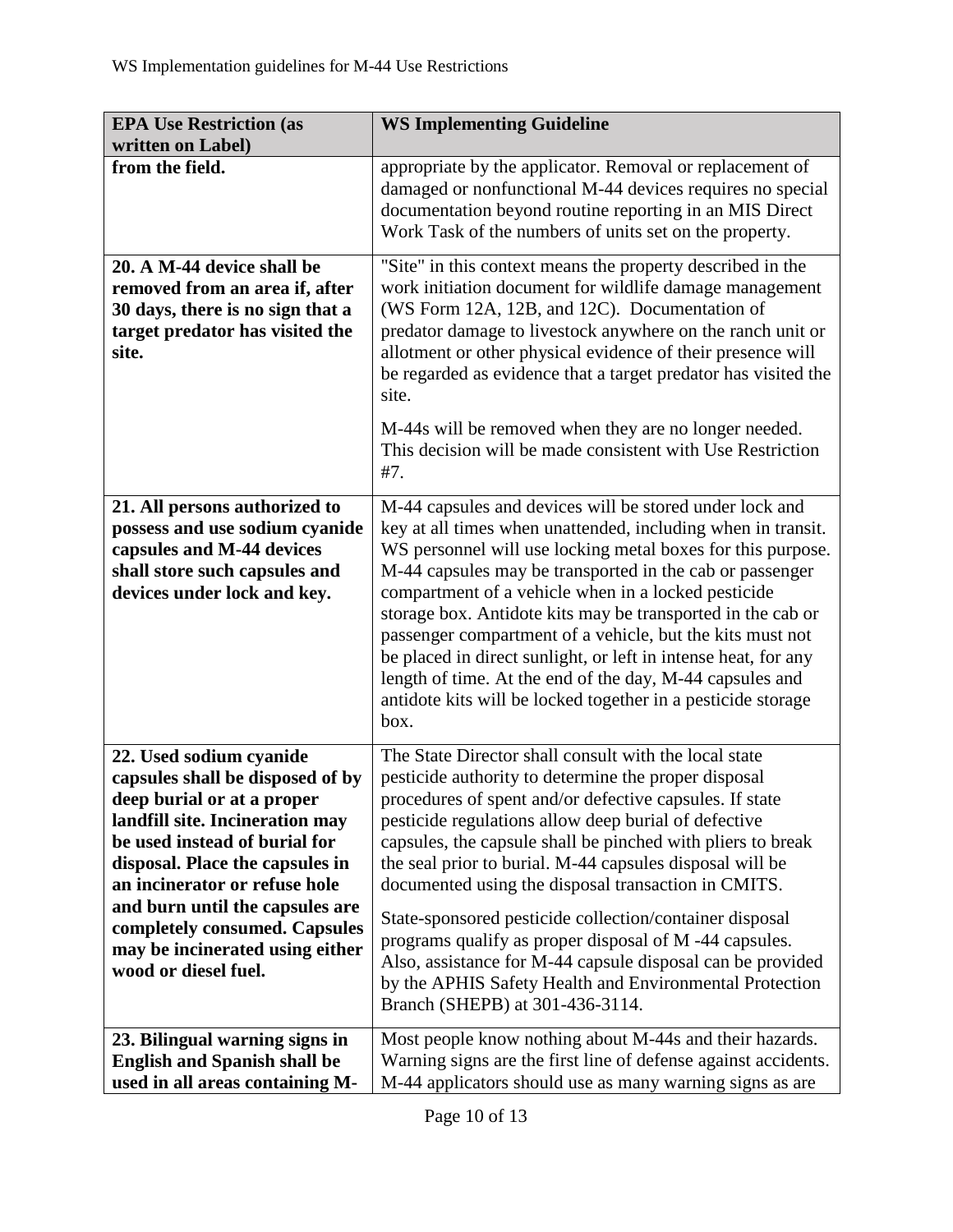| EPA Use Restriction (as written on Label) | WS Implementing Guideline |
|---|---|
| **from the field.** | appropriate by the applicator. Removal or replacement of damaged or nonfunctional M-44 devices requires no special documentation beyond routine reporting in an MIS Direct Work Task of the numbers of units set on the property. |
| **20. A M-44 device shall be removed from an area if, after 30 days, there is no sign that a target predator has visited the site.** | "Site" in this context means the property described in the work initiation document for wildlife damage management (WS Form 12A, 12B, and 12C). Documentation of predator damage to livestock anywhere on the ranch unit or allotment or other physical evidence of their presence will be regarded as evidence that a target predator has visited the site.<br><br>M-44s will be removed when they are no longer needed. This decision will be made consistent with Use Restriction #7. |
| **21. All persons authorized to possess and use sodium cyanide capsules and M-44 devices shall store such capsules and devices under lock and key.** | M-44 capsules and devices will be stored under lock and key at all times when unattended, including when in transit. WS personnel will use locking metal boxes for this purpose. M-44 capsules may be transported in the cab or passenger compartment of a vehicle when in a locked pesticide storage box. Antidote kits may be transported in the cab or passenger compartment of a vehicle, but the kits must not be placed in direct sunlight, or left in intense heat, for any length of time. At the end of the day, M-44 capsules and antidote kits will be locked together in a pesticide storage box. |
| **22. Used sodium cyanide capsules shall be disposed of by deep burial or at a proper landfill site. Incineration may be used instead of burial for disposal. Place the capsules in an incinerator or refuse hole and burn until the capsules are completely consumed. Capsules may be incinerated using either wood or diesel fuel.** | The State Director shall consult with the local state pesticide authority to determine the proper disposal procedures of spent and/or defective capsules. If state pesticide regulations allow deep burial of defective capsules, the capsule shall be pinched with pliers to break the seal prior to burial. M-44 capsules disposal will be documented using the disposal transaction in CMITS.<br><br>State-sponsored pesticide collection/container disposal programs qualify as proper disposal of M -44 capsules. Also, assistance for M-44 capsule disposal can be provided by the APHIS Safety Health and Environmental Protection Branch (SHEPB) at 301-436-3114. |
| **23. Bilingual warning signs in English and Spanish shall be used in all areas containing M-** | Most people know nothing about M-44s and their hazards. Warning signs are the first line of defense against accidents. M-44 applicators should use as many warning signs as are |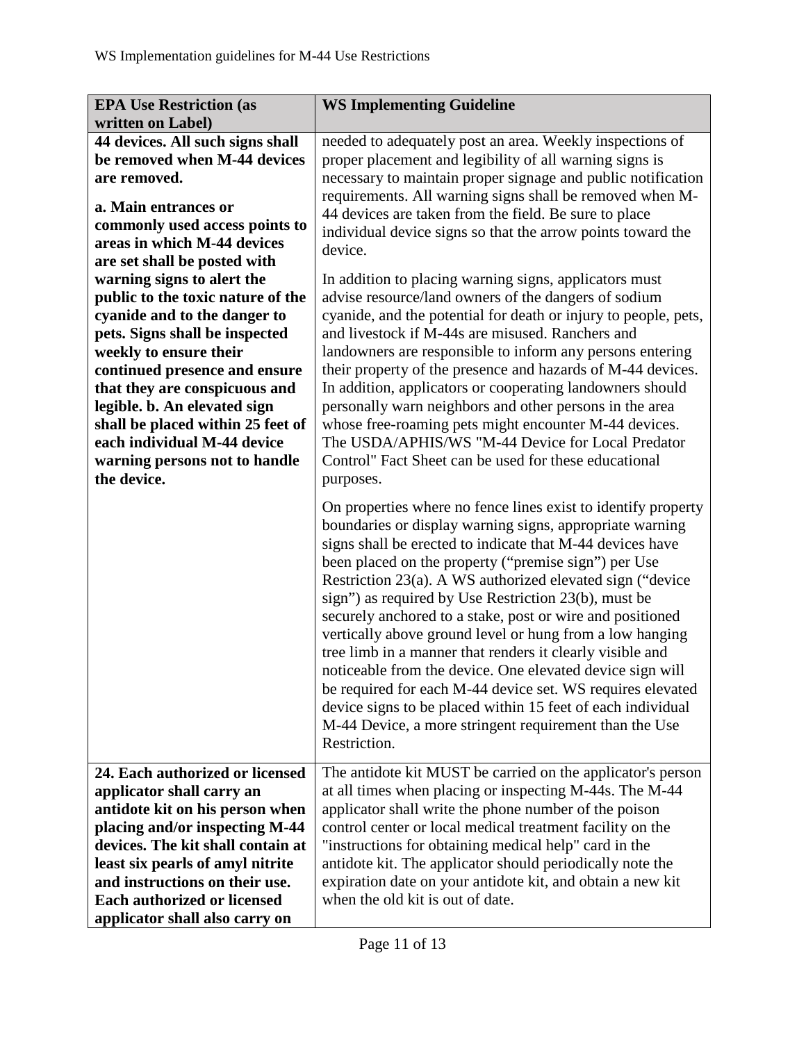| **EPA Use Restriction (as written on Label)** | **WS Implementing Guideline** |
|---|---|
| **44 devices. All such signs shall be removed when M-44 devices are removed.** **a. Main entrances or commonly used access points to areas in which M-44 devices are set shall be posted with warning signs to alert the public to the toxic nature of the cyanide and to the danger to pets. Signs shall be inspected weekly to ensure their continued presence and ensure that they are conspicuous and legible. b. An elevated sign shall be placed within 25 feet of each individual M-44 device warning persons not to handle the device.** | needed to adequately post an area. Weekly inspections of proper placement and legibility of all warning signs is necessary to maintain proper signage and public notification requirements. All warning signs shall be removed when M-44 devices are taken from the field. Be sure to place individual device signs so that the arrow points toward the device. In addition to placing warning signs, applicators must advise resource/land owners of the dangers of sodium cyanide, and the potential for death or injury to people, pets, and livestock if M-44s are misused. Ranchers and landowners are responsible to inform any persons entering their property of the presence and hazards of M-44 devices. In addition, applicators or cooperating landowners should personally warn neighbors and other persons in the area whose free-roaming pets might encounter M-44 devices. The USDA/APHIS/WS "M-44 Device for Local Predator Control" Fact Sheet can be used for these educational purposes. On properties where no fence lines exist to identify property boundaries or display warning signs, appropriate warning signs shall be erected to indicate that M-44 devices have been placed on the property ("premise sign") per Use Restriction 23(a). A WS authorized elevated sign ("device sign") as required by Use Restriction 23(b), must be securely anchored to a stake, post or wire and positioned vertically above ground level or hung from a low hanging tree limb in a manner that renders it clearly visible and noticeable from the device. One elevated device sign will be required for each M-44 device set. WS requires elevated device signs to be placed within 15 feet of each individual M-44 Device, a more stringent requirement than the Use Restriction. |
| **24. Each authorized or licensed applicator shall carry an antidote kit on his person when placing and/or inspecting M-44 devices. The kit shall contain at least six pearls of amyl nitrite and instructions on their use. Each authorized or licensed applicator shall also carry on** | The antidote kit MUST be carried on the applicator's person at all times when placing or inspecting M-44s. The M-44 applicator shall write the phone number of the poison control center or local medical treatment facility on the "instructions for obtaining medical help" card in the antidote kit. The applicator should periodically note the expiration date on your antidote kit, and obtain a new kit when the old kit is out of date. |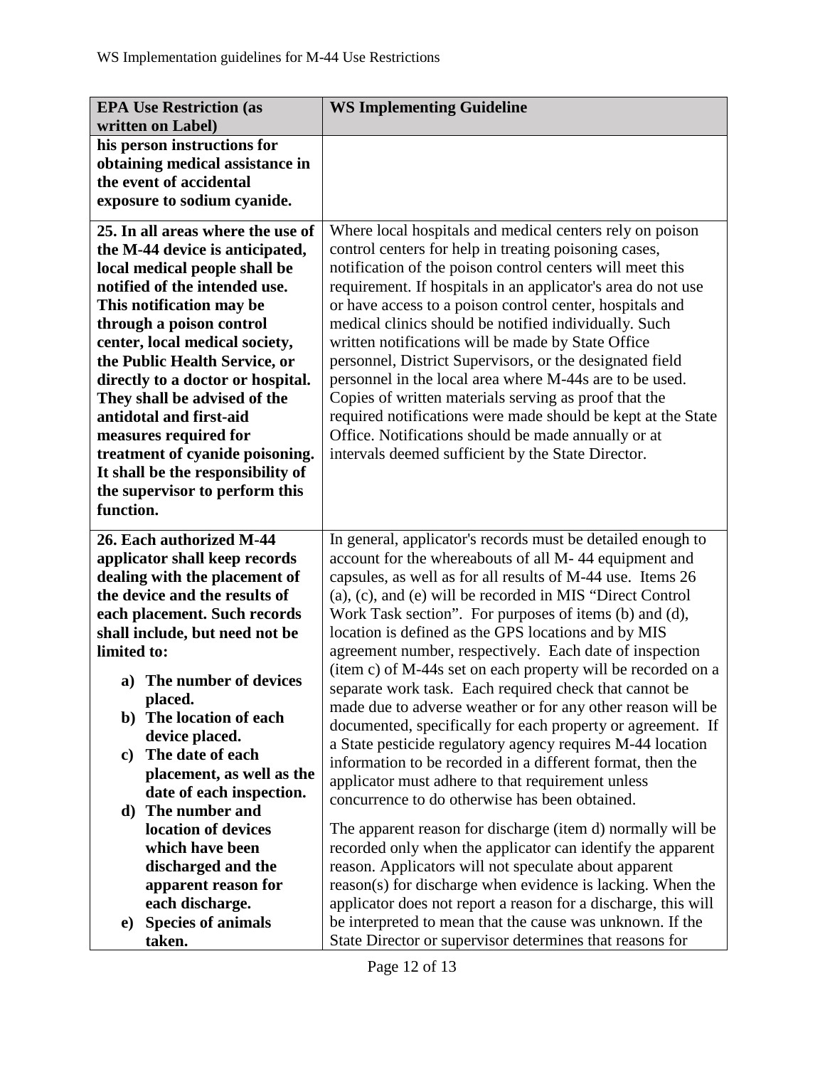| **EPA Use Restriction (as written on Label)** | **WS Implementing Guideline** |
|---|---|
| **his person instructions for obtaining medical assistance in the event of accidental exposure to sodium cyanide.** | |
| **25. In all areas where the use of the M-44 device is anticipated, local medical people shall be notified of the intended use. This notification may be through a poison control center, local medical society, the Public Health Service, or directly to a doctor or hospital. They shall be advised of the antidotal and first-aid measures required for treatment of cyanide poisoning. It shall be the responsibility of the supervisor to perform this function.** | Where local hospitals and medical centers rely on poison control centers for help in treating poisoning cases, notification of the poison control centers will meet this requirement. If hospitals in an applicator's area do not use or have access to a poison control center, hospitals and medical clinics should be notified individually. Such written notifications will be made by State Office personnel, District Supervisors, or the designated field personnel in the local area where M-44s are to be used. Copies of written materials serving as proof that the required notifications were made should be kept at the State Office. Notifications should be made annually or at intervals deemed sufficient by the State Director. |
| **26. Each authorized M-44 applicator shall keep records dealing with the placement of the device and the results of each placement. Such records shall include, but need not be limited to:**<br><br>**a) The number of devices placed.**<br>**b) The location of each device placed.**<br>**c) The date of each placement, as well as the date of each inspection.**<br>**d) The number and location of devices which have been discharged and the apparent reason for each discharge.**<br>**e) Species of animals taken.** | In general, applicator's records must be detailed enough to account for the whereabouts of all M- 44 equipment and capsules, as well as for all results of M-44 use. Items 26 (a), (c), and (e) will be recorded in MIS "Direct Control Work Task section". For purposes of items (b) and (d), location is defined as the GPS locations and by MIS agreement number, respectively. Each date of inspection (item c) of M-44s set on each property will be recorded on a separate work task. Each required check that cannot be made due to adverse weather or for any other reason will be documented, specifically for each property or agreement. If a State pesticide regulatory agency requires M-44 location information to be recorded in a different format, then the applicator must adhere to that requirement unless concurrence to do otherwise has been obtained.<br><br>The apparent reason for discharge (item d) normally will be recorded only when the applicator can identify the apparent reason. Applicators will not speculate about apparent reason(s) for discharge when evidence is lacking. When the applicator does not report a reason for a discharge, this will be interpreted to mean that the cause was unknown. If the State Director or supervisor determines that reasons for |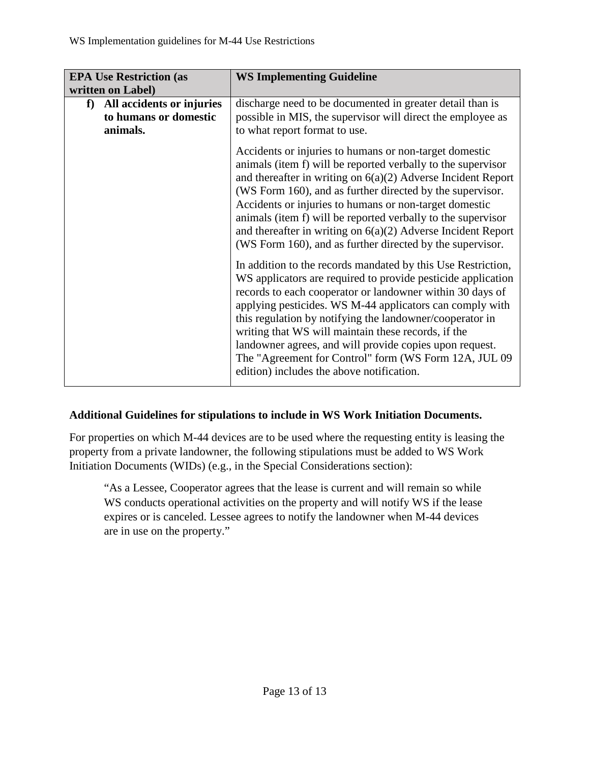| EPA Use Restriction (as written on Label) | WS Implementing Guideline |
|---|---|
| **f) All accidents or injuries to humans or domestic animals.** | discharge need to be documented in greater detail than is possible in MIS, the supervisor will direct the employee as to what report format to use.<br><br>Accidents or injuries to humans or non-target domestic animals (item f) will be reported verbally to the supervisor and thereafter in writing on 6(a)(2) Adverse Incident Report (WS Form 160), and as further directed by the supervisor. Accidents or injuries to humans or non-target domestic animals (item f) will be reported verbally to the supervisor and thereafter in writing on 6(a)(2) Adverse Incident Report (WS Form 160), and as further directed by the supervisor.<br><br>In addition to the records mandated by this Use Restriction, WS applicators are required to provide pesticide application records to each cooperator or landowner within 30 days of applying pesticides. WS M-44 applicators can comply with this regulation by notifying the landowner/cooperator in writing that WS will maintain these records, if the landowner agrees, and will provide copies upon request. The "Agreement for Control" form (WS Form 12A, JUL 09 edition) includes the above notification. |

**Additional Guidelines for stipulations to include in WS Work Initiation Documents.**

For properties on which M-44 devices are to be used where the requesting entity is leasing the property from a private landowner, the following stipulations must be added to WS Work Initiation Documents (WIDs) (e.g., in the Special Considerations section):

> "As a Lessee, Cooperator agrees that the lease is current and will remain so while WS conducts operational activities on the property and will notify WS if the lease expires or is canceled. Lessee agrees to notify the landowner when M-44 devices are in use on the property."